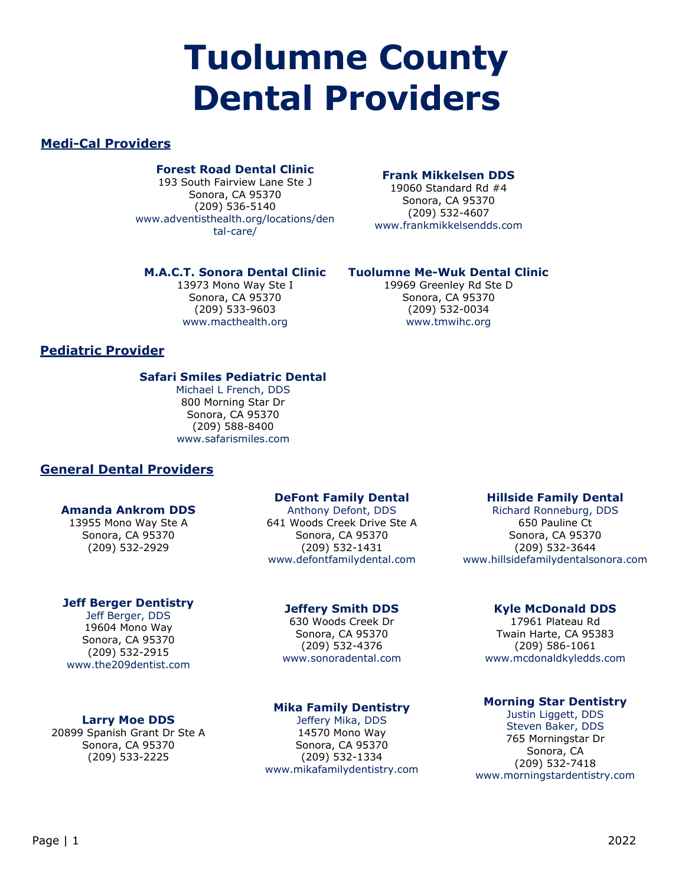# Tuolumne County Dental Providers

## Medi-Cal Providers

**Forest Road Dental Clinic**
193 South Fairview Lane Ste J
Sonora, CA 95370
(209) 536-5140
www.adventisthealth.org/locations/dental-care/

**Frank Mikkelsen DDS**
19060 Standard Rd #4
Sonora, CA 95370
(209) 532-4607
www.frankmikkelsendds.com

**M.A.C.T. Sonora Dental Clinic**
13973 Mono Way Ste I
Sonora, CA 95370
(209) 533-9603
www.macthealth.org

**Tuolumne Me-Wuk Dental Clinic**
19969 Greenley Rd Ste D
Sonora, CA 95370
(209) 532-0034
www.tmwihc.org

## Pediatric Provider

**Safari Smiles Pediatric Dental**
Michael L French, DDS
800 Morning Star Dr
Sonora, CA 95370
(209) 588-8400
www.safarismiles.com

## General Dental Providers

**Amanda Ankrom DDS**
13955 Mono Way Ste A
Sonora, CA 95370
(209) 532-2929

**DeFont Family Dental**
Anthony Defont, DDS
641 Woods Creek Drive Ste A
Sonora, CA 95370
(209) 532-1431
www.defontfamilydental.com

**Hillside Family Dental**
Richard Ronneburg, DDS
650 Pauline Ct
Sonora, CA 95370
(209) 532-3644
www.hillsidefamilydentalsonora.com

**Jeff Berger Dentistry**
Jeff Berger, DDS
19604 Mono Way
Sonora, CA 95370
(209) 532-2915
www.the209dentist.com

**Jeffery Smith DDS**
630 Woods Creek Dr
Sonora, CA 95370
(209) 532-4376
www.sonoradental.com

**Kyle McDonald DDS**
17961 Plateau Rd
Twain Harte, CA 95383
(209) 586-1061
www.mcdonaldkyledds.com

**Larry Moe DDS**
20899 Spanish Grant Dr Ste A
Sonora, CA 95370
(209) 533-2225

**Mika Family Dentistry**
Jeffery Mika, DDS
14570 Mono Way
Sonora, CA 95370
(209) 532-1334
www.mikafamilydentistry.com

**Morning Star Dentistry**
Justin Liggett, DDS
Steven Baker, DDS
765 Morningstar Dr
Sonora, CA
(209) 532-7418
www.morningstardentistry.com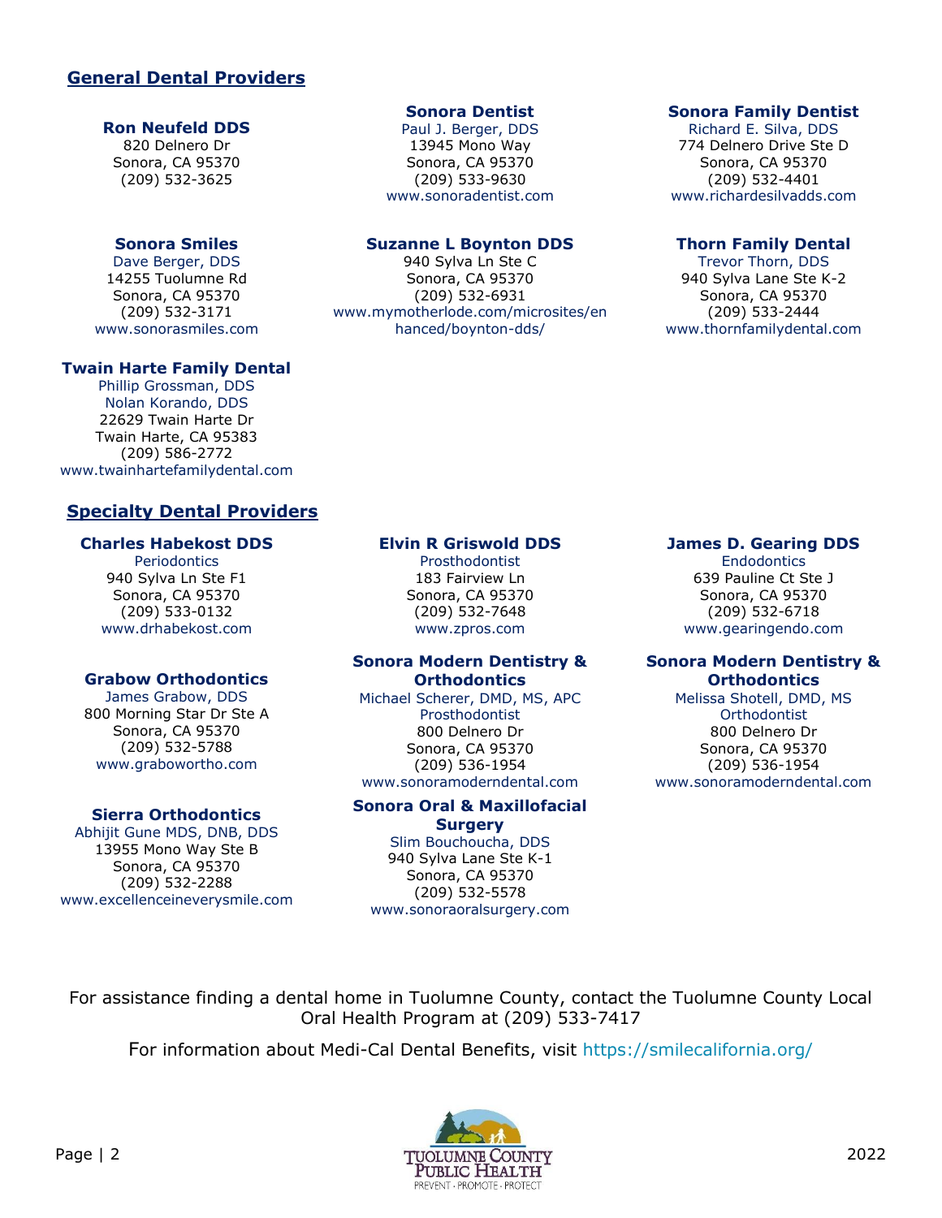## General Dental Providers

**Ron Neufeld DDS**
820 Delnero Dr
Sonora, CA 95370
(209) 532-3625

**Sonora Dentist**
Paul J. Berger, DDS
13945 Mono Way
Sonora, CA 95370
(209) 533-9630
www.sonoradentist.com

**Sonora Family Dentist**
Richard E. Silva, DDS
774 Delnero Drive Ste D
Sonora, CA 95370
(209) 532-4401
www.richardesilvadds.com

**Sonora Smiles**
Dave Berger, DDS
14255 Tuolumne Rd
Sonora, CA 95370
(209) 532-3171
www.sonorasmiles.com

**Suzanne L Boynton DDS**
940 Sylva Ln Ste C
Sonora, CA 95370
(209) 532-6931
www.mymotherlode.com/microsites/enhanced/boynton-dds/

**Thorn Family Dental**
Trevor Thorn, DDS
940 Sylva Lane Ste K-2
Sonora, CA 95370
(209) 533-2444
www.thornfamilydental.com

**Twain Harte Family Dental**
Phillip Grossman, DDS
Nolan Korando, DDS
22629 Twain Harte Dr
Twain Harte, CA 95383
(209) 586-2772
www.twainhartefamilydental.com

## Specialty Dental Providers

**Charles Habekost DDS**
Periodontics
940 Sylva Ln Ste F1
Sonora, CA 95370
(209) 533-0132
www.drhabekost.com

**Elvin R Griswold DDS**
Prosthodontist
183 Fairview Ln
Sonora, CA 95370
(209) 532-7648
www.zpros.com

**James D. Gearing DDS**
Endodontics
639 Pauline Ct Ste J
Sonora, CA 95370
(209) 532-6718
www.gearingendo.com

**Grabow Orthodontics**
James Grabow, DDS
800 Morning Star Dr Ste A
Sonora, CA 95370
(209) 532-5788
www.grabowortho.com

**Sonora Modern Dentistry & Orthodontics**
Michael Scherer, DMD, MS, APC
Prosthodontist
800 Delnero Dr
Sonora, CA 95370
(209) 536-1954
www.sonoramoderndental.com

**Sonora Modern Dentistry & Orthodontics**
Melissa Shotell, DMD, MS
Orthodontist
800 Delnero Dr
Sonora, CA 95370
(209) 536-1954
www.sonoramoderndental.com

**Sierra Orthodontics**
Abhijit Gune MDS, DNB, DDS
13955 Mono Way Ste B
Sonora, CA 95370
(209) 532-2288
www.excellenceineverysmile.com

**Sonora Oral & Maxillofacial Surgery**
Slim Bouchoucha, DDS
940 Sylva Lane Ste K-1
Sonora, CA 95370
(209) 532-5578
www.sonoraoralsurgery.com

For assistance finding a dental home in Tuolumne County, contact the Tuolumne County Local Oral Health Program at (209) 533-7417

For information about Medi-Cal Dental Benefits, visit https://smilecalifornia.org/

TUOLUMNE COUNTY PUBLIC HEALTH
PREVENT · PROMOTE · PROTECT

2022